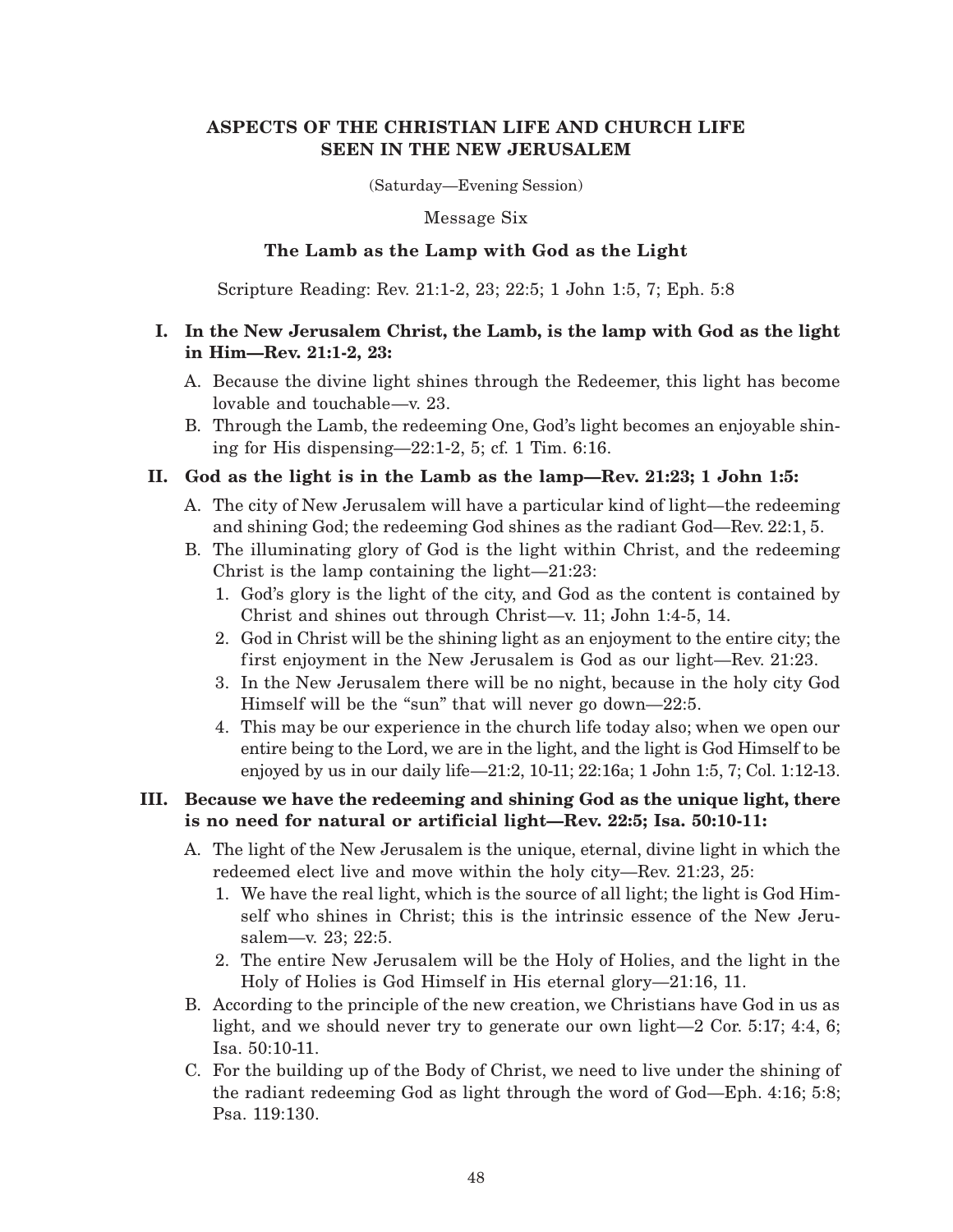## ASPECTS OF THE CHRISTIAN LIFE AND CHURCH LIFE SEEN IN THE NEW JERUSALEM

(Saturday—Evening Session)

Message Six

### The Lamb as the Lamp with God as the Light

Scripture Reading: Rev. 21:1-2, 23; 22:5; 1 John 1:5, 7; Eph. 5:8

**I. In the New Jerusalem Christ, the Lamb, is the lamp with God as the light in Him—Rev. 21:1-2, 23:**

A. Because the divine light shines through the Redeemer, this light has become lovable and touchable—v. 23.

B. Through the Lamb, the redeeming One, God's light becomes an enjoyable shining for His dispensing—22:1-2, 5; cf. 1 Tim. 6:16.

**II. God as the light is in the Lamb as the lamp—Rev. 21:23; 1 John 1:5:**

A. The city of New Jerusalem will have a particular kind of light—the redeeming and shining God; the redeeming God shines as the radiant God—Rev. 22:1, 5.

B. The illuminating glory of God is the light within Christ, and the redeeming Christ is the lamp containing the light—21:23:

1. God's glory is the light of the city, and God as the content is contained by Christ and shines out through Christ—v. 11; John 1:4-5, 14.
2. God in Christ will be the shining light as an enjoyment to the entire city; the first enjoyment in the New Jerusalem is God as our light—Rev. 21:23.
3. In the New Jerusalem there will be no night, because in the holy city God Himself will be the "sun" that will never go down—22:5.
4. This may be our experience in the church life today also; when we open our entire being to the Lord, we are in the light, and the light is God Himself to be enjoyed by us in our daily life—21:2, 10-11; 22:16a; 1 John 1:5, 7; Col. 1:12-13.

**III. Because we have the redeeming and shining God as the unique light, there is no need for natural or artificial light—Rev. 22:5; Isa. 50:10-11:**

A. The light of the New Jerusalem is the unique, eternal, divine light in which the redeemed elect live and move within the holy city—Rev. 21:23, 25:

1. We have the real light, which is the source of all light; the light is God Himself who shines in Christ; this is the intrinsic essence of the New Jerusalem—v. 23; 22:5.
2. The entire New Jerusalem will be the Holy of Holies, and the light in the Holy of Holies is God Himself in His eternal glory—21:16, 11.

B. According to the principle of the new creation, we Christians have God in us as light, and we should never try to generate our own light—2 Cor. 5:17; 4:4, 6; Isa. 50:10-11.

C. For the building up of the Body of Christ, we need to live under the shining of the radiant redeeming God as light through the word of God—Eph. 4:16; 5:8; Psa. 119:130.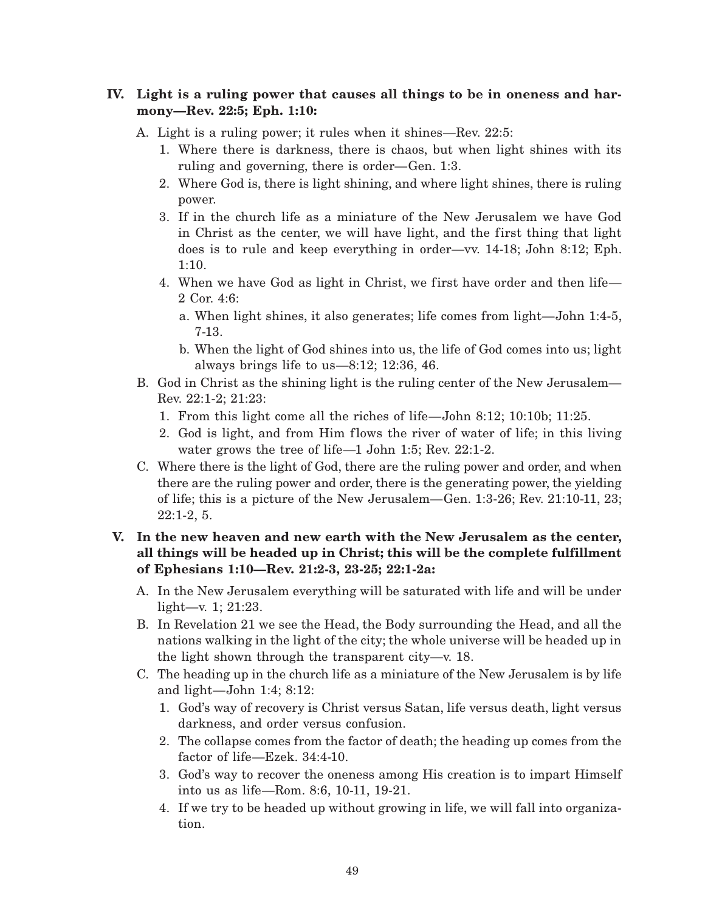**IV. Light is a ruling power that causes all things to be in oneness and harmony—Rev. 22:5; Eph. 1:10:**

- A. Light is a ruling power; it rules when it shines—Rev. 22:5:
  1. Where there is darkness, there is chaos, but when light shines with its ruling and governing, there is order—Gen. 1:3.
  2. Where God is, there is light shining, and where light shines, there is ruling power.
  3. If in the church life as a miniature of the New Jerusalem we have God in Christ as the center, we will have light, and the first thing that light does is to rule and keep everything in order—vv. 14-18; John 8:12; Eph. 1:10.
  4. When we have God as light in Christ, we first have order and then life—2 Cor. 4:6:
     - a. When light shines, it also generates; life comes from light—John 1:4-5, 7-13.
     - b. When the light of God shines into us, the life of God comes into us; light always brings life to us—8:12; 12:36, 46.
- B. God in Christ as the shining light is the ruling center of the New Jerusalem—Rev. 22:1-2; 21:23:
  1. From this light come all the riches of life—John 8:12; 10:10b; 11:25.
  2. God is light, and from Him flows the river of water of life; in this living water grows the tree of life—1 John 1:5; Rev. 22:1-2.
- C. Where there is the light of God, there are the ruling power and order, and when there are the ruling power and order, there is the generating power, the yielding of life; this is a picture of the New Jerusalem—Gen. 1:3-26; Rev. 21:10-11, 23; 22:1-2, 5.

**V. In the new heaven and new earth with the New Jerusalem as the center, all things will be headed up in Christ; this will be the complete fulfillment of Ephesians 1:10—Rev. 21:2-3, 23-25; 22:1-2a:**

- A. In the New Jerusalem everything will be saturated with life and will be under light—v. 1; 21:23.
- B. In Revelation 21 we see the Head, the Body surrounding the Head, and all the nations walking in the light of the city; the whole universe will be headed up in the light shown through the transparent city—v. 18.
- C. The heading up in the church life as a miniature of the New Jerusalem is by life and light—John 1:4; 8:12:
  1. God's way of recovery is Christ versus Satan, life versus death, light versus darkness, and order versus confusion.
  2. The collapse comes from the factor of death; the heading up comes from the factor of life—Ezek. 34:4-10.
  3. God's way to recover the oneness among His creation is to impart Himself into us as life—Rom. 8:6, 10-11, 19-21.
  4. If we try to be headed up without growing in life, we will fall into organization.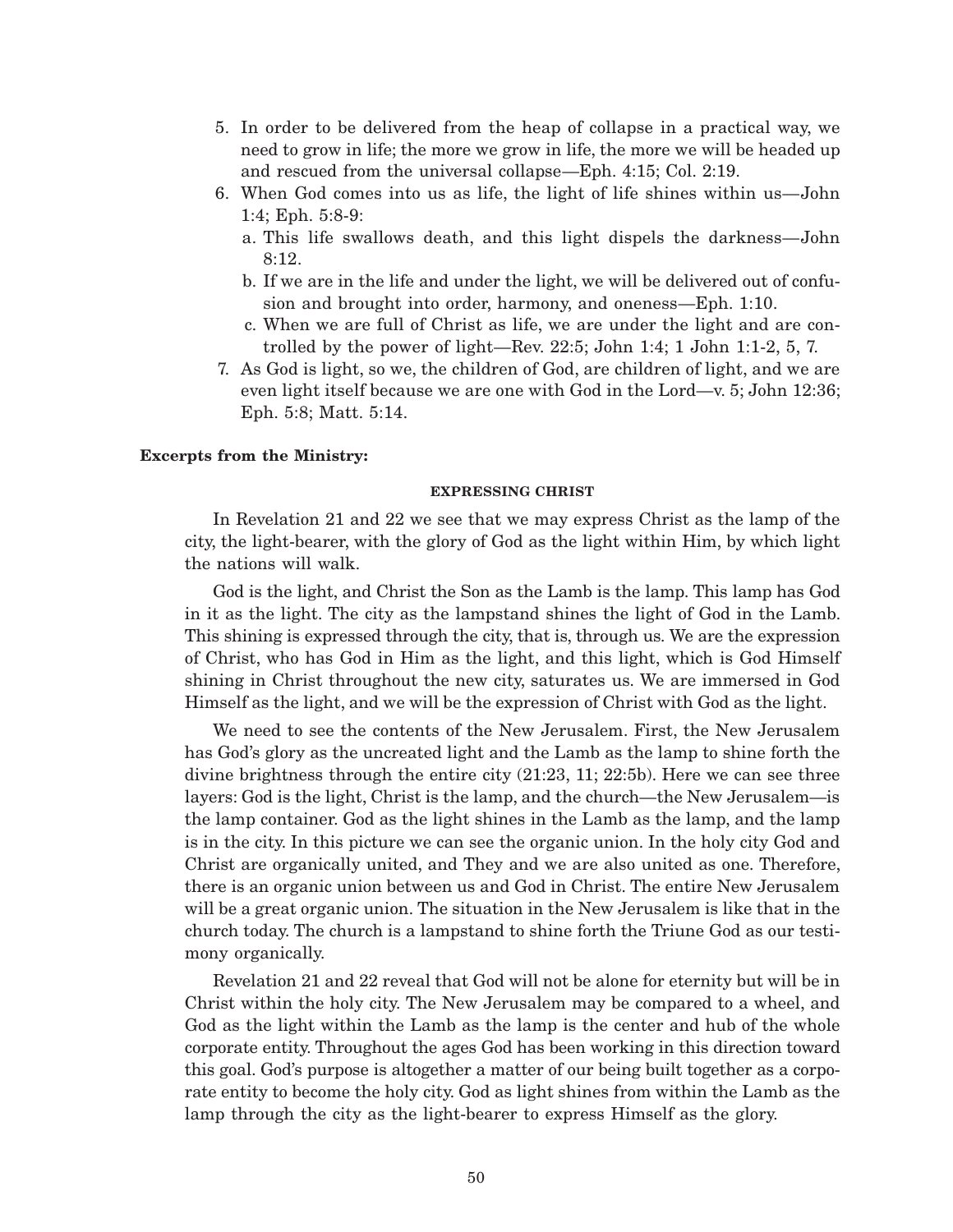5. In order to be delivered from the heap of collapse in a practical way, we need to grow in life; the more we grow in life, the more we will be headed up and rescued from the universal collapse—Eph. 4:15; Col. 2:19.
6. When God comes into us as life, the light of life shines within us—John 1:4; Eph. 5:8-9:
   a. This life swallows death, and this light dispels the darkness—John 8:12.
   b. If we are in the life and under the light, we will be delivered out of confusion and brought into order, harmony, and oneness—Eph. 1:10.
   c. When we are full of Christ as life, we are under the light and are controlled by the power of light—Rev. 22:5; John 1:4; 1 John 1:1-2, 5, 7.
7. As God is light, so we, the children of God, are children of light, and we are even light itself because we are one with God in the Lord—v. 5; John 12:36; Eph. 5:8; Matt. 5:14.

**Excerpts from the Ministry:**

**EXPRESSING CHRIST**

In Revelation 21 and 22 we see that we may express Christ as the lamp of the city, the light-bearer, with the glory of God as the light within Him, by which light the nations will walk.

God is the light, and Christ the Son as the Lamb is the lamp. This lamp has God in it as the light. The city as the lampstand shines the light of God in the Lamb. This shining is expressed through the city, that is, through us. We are the expression of Christ, who has God in Him as the light, and this light, which is God Himself shining in Christ throughout the new city, saturates us. We are immersed in God Himself as the light, and we will be the expression of Christ with God as the light.

We need to see the contents of the New Jerusalem. First, the New Jerusalem has God's glory as the uncreated light and the Lamb as the lamp to shine forth the divine brightness through the entire city (21:23, 11; 22:5b). Here we can see three layers: God is the light, Christ is the lamp, and the church—the New Jerusalem—is the lamp container. God as the light shines in the Lamb as the lamp, and the lamp is in the city. In this picture we can see the organic union. In the holy city God and Christ are organically united, and They and we are also united as one. Therefore, there is an organic union between us and God in Christ. The entire New Jerusalem will be a great organic union. The situation in the New Jerusalem is like that in the church today. The church is a lampstand to shine forth the Triune God as our testimony organically.

Revelation 21 and 22 reveal that God will not be alone for eternity but will be in Christ within the holy city. The New Jerusalem may be compared to a wheel, and God as the light within the Lamb as the lamp is the center and hub of the whole corporate entity. Throughout the ages God has been working in this direction toward this goal. God's purpose is altogether a matter of our being built together as a corporate entity to become the holy city. God as light shines from within the Lamb as the lamp through the city as the light-bearer to express Himself as the glory.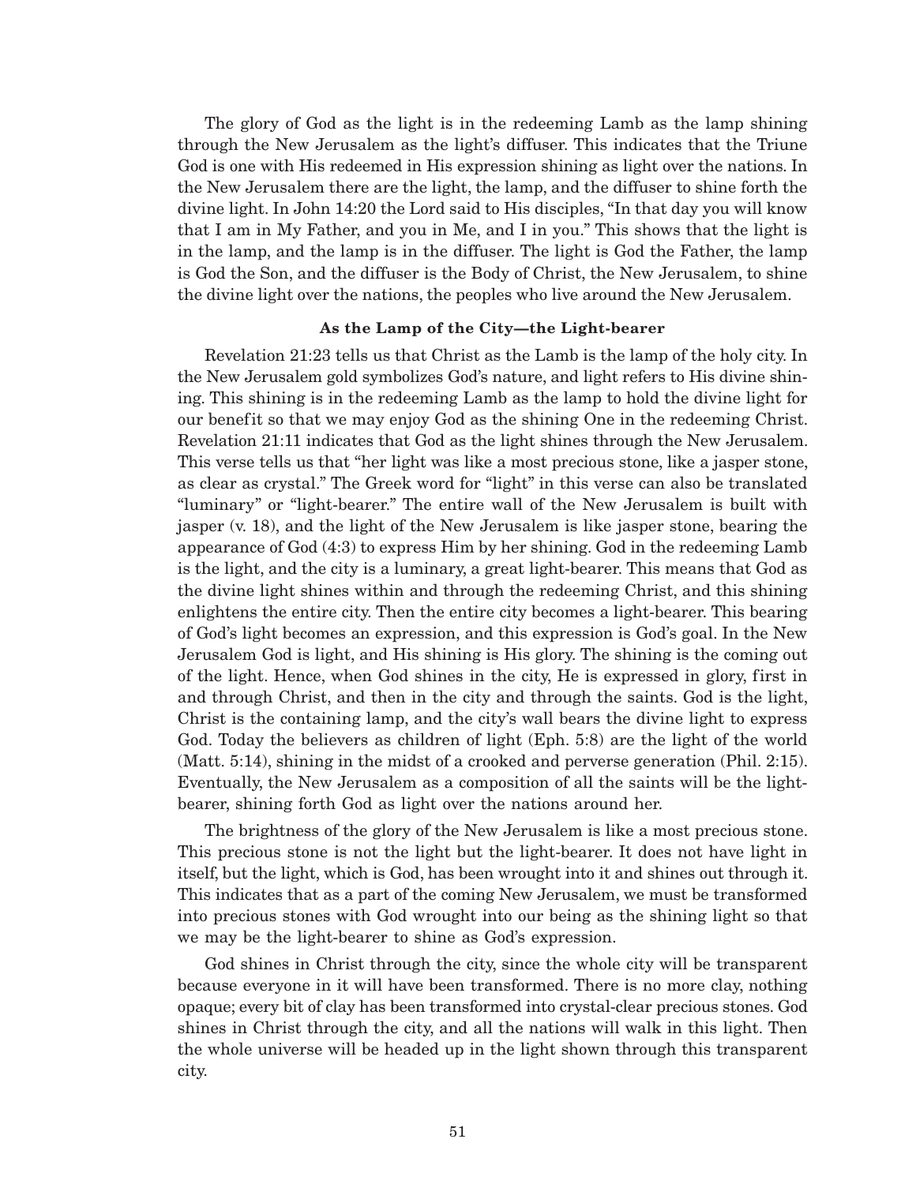The glory of God as the light is in the redeeming Lamb as the lamp shining through the New Jerusalem as the light's diffuser. This indicates that the Triune God is one with His redeemed in His expression shining as light over the nations. In the New Jerusalem there are the light, the lamp, and the diffuser to shine forth the divine light. In John 14:20 the Lord said to His disciples, "In that day you will know that I am in My Father, and you in Me, and I in you." This shows that the light is in the lamp, and the lamp is in the diffuser. The light is God the Father, the lamp is God the Son, and the diffuser is the Body of Christ, the New Jerusalem, to shine the divine light over the nations, the peoples who live around the New Jerusalem.

#### As the Lamp of the City—the Light-bearer

Revelation 21:23 tells us that Christ as the Lamb is the lamp of the holy city. In the New Jerusalem gold symbolizes God's nature, and light refers to His divine shining. This shining is in the redeeming Lamb as the lamp to hold the divine light for our benefit so that we may enjoy God as the shining One in the redeeming Christ. Revelation 21:11 indicates that God as the light shines through the New Jerusalem. This verse tells us that "her light was like a most precious stone, like a jasper stone, as clear as crystal." The Greek word for "light" in this verse can also be translated "luminary" or "light-bearer." The entire wall of the New Jerusalem is built with jasper (v. 18), and the light of the New Jerusalem is like jasper stone, bearing the appearance of God (4:3) to express Him by her shining. God in the redeeming Lamb is the light, and the city is a luminary, a great light-bearer. This means that God as the divine light shines within and through the redeeming Christ, and this shining enlightens the entire city. Then the entire city becomes a light-bearer. This bearing of God's light becomes an expression, and this expression is God's goal. In the New Jerusalem God is light, and His shining is His glory. The shining is the coming out of the light. Hence, when God shines in the city, He is expressed in glory, first in and through Christ, and then in the city and through the saints. God is the light, Christ is the containing lamp, and the city's wall bears the divine light to express God. Today the believers as children of light (Eph. 5:8) are the light of the world (Matt. 5:14), shining in the midst of a crooked and perverse generation (Phil. 2:15). Eventually, the New Jerusalem as a composition of all the saints will be the light-bearer, shining forth God as light over the nations around her.

The brightness of the glory of the New Jerusalem is like a most precious stone. This precious stone is not the light but the light-bearer. It does not have light in itself, but the light, which is God, has been wrought into it and shines out through it. This indicates that as a part of the coming New Jerusalem, we must be transformed into precious stones with God wrought into our being as the shining light so that we may be the light-bearer to shine as God's expression.

God shines in Christ through the city, since the whole city will be transparent because everyone in it will have been transformed. There is no more clay, nothing opaque; every bit of clay has been transformed into crystal-clear precious stones. God shines in Christ through the city, and all the nations will walk in this light. Then the whole universe will be headed up in the light shown through this transparent city.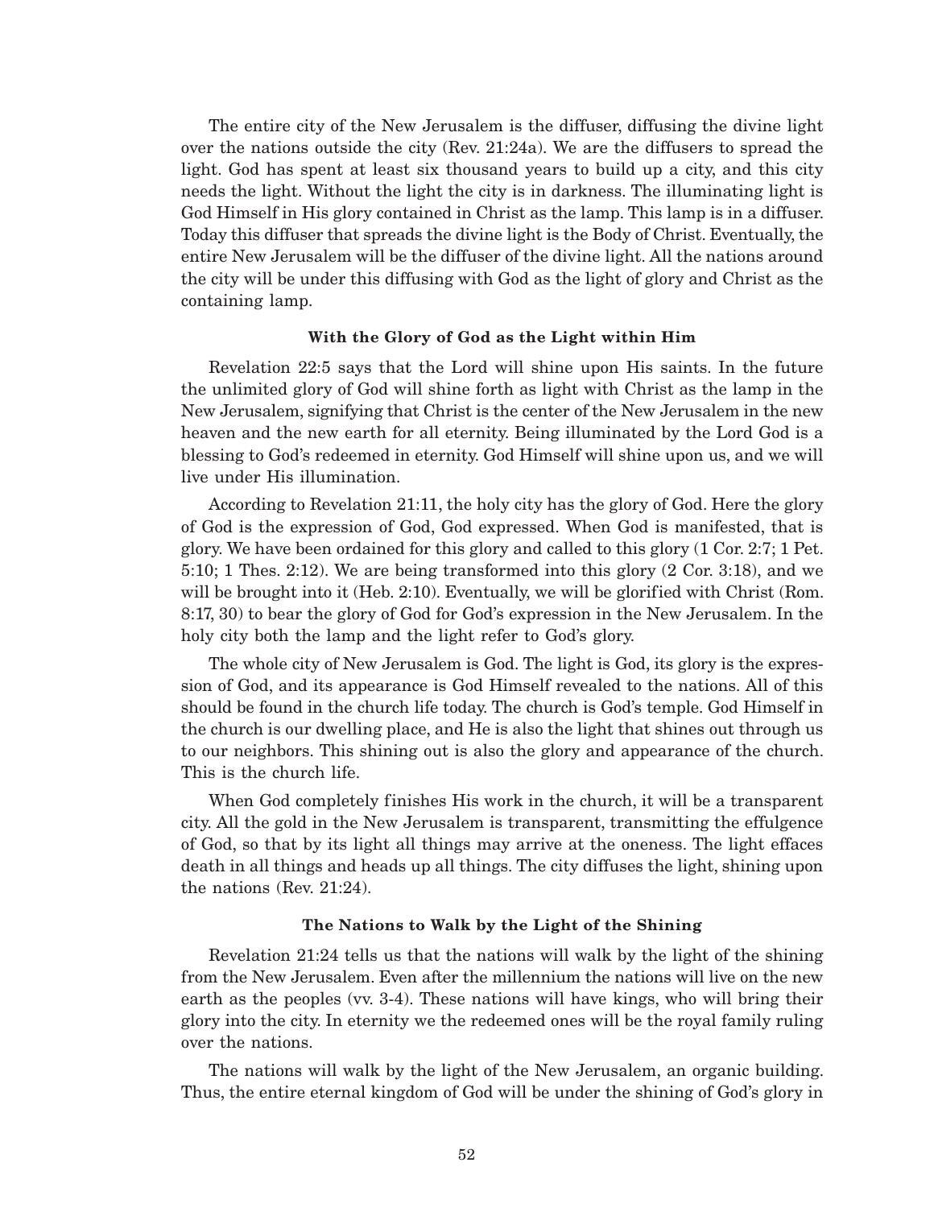The entire city of the New Jerusalem is the diffuser, diffusing the divine light over the nations outside the city (Rev. 21:24a). We are the diffusers to spread the light. God has spent at least six thousand years to build up a city, and this city needs the light. Without the light the city is in darkness. The illuminating light is God Himself in His glory contained in Christ as the lamp. This lamp is in a diffuser. Today this diffuser that spreads the divine light is the Body of Christ. Eventually, the entire New Jerusalem will be the diffuser of the divine light. All the nations around the city will be under this diffusing with God as the light of glory and Christ as the containing lamp.

### With the Glory of God as the Light within Him

Revelation 22:5 says that the Lord will shine upon His saints. In the future the unlimited glory of God will shine forth as light with Christ as the lamp in the New Jerusalem, signifying that Christ is the center of the New Jerusalem in the new heaven and the new earth for all eternity. Being illuminated by the Lord God is a blessing to God's redeemed in eternity. God Himself will shine upon us, and we will live under His illumination.

According to Revelation 21:11, the holy city has the glory of God. Here the glory of God is the expression of God, God expressed. When God is manifested, that is glory. We have been ordained for this glory and called to this glory (1 Cor. 2:7; 1 Pet. 5:10; 1 Thes. 2:12). We are being transformed into this glory (2 Cor. 3:18), and we will be brought into it (Heb. 2:10). Eventually, we will be glorified with Christ (Rom. 8:17, 30) to bear the glory of God for God's expression in the New Jerusalem. In the holy city both the lamp and the light refer to God's glory.

The whole city of New Jerusalem is God. The light is God, its glory is the expression of God, and its appearance is God Himself revealed to the nations. All of this should be found in the church life today. The church is God's temple. God Himself in the church is our dwelling place, and He is also the light that shines out through us to our neighbors. This shining out is also the glory and appearance of the church. This is the church life.

When God completely finishes His work in the church, it will be a transparent city. All the gold in the New Jerusalem is transparent, transmitting the effulgence of God, so that by its light all things may arrive at the oneness. The light effaces death in all things and heads up all things. The city diffuses the light, shining upon the nations (Rev. 21:24).

### The Nations to Walk by the Light of the Shining

Revelation 21:24 tells us that the nations will walk by the light of the shining from the New Jerusalem. Even after the millennium the nations will live on the new earth as the peoples (vv. 3-4). These nations will have kings, who will bring their glory into the city. In eternity we the redeemed ones will be the royal family ruling over the nations.

The nations will walk by the light of the New Jerusalem, an organic building. Thus, the entire eternal kingdom of God will be under the shining of God's glory in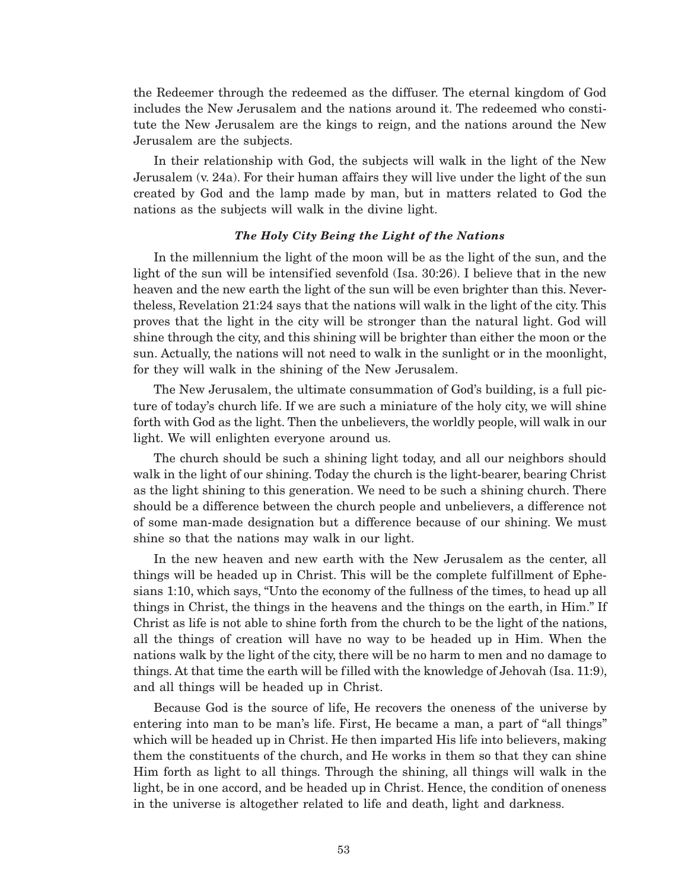the Redeemer through the redeemed as the diffuser. The eternal kingdom of God includes the New Jerusalem and the nations around it. The redeemed who constitute the New Jerusalem are the kings to reign, and the nations around the New Jerusalem are the subjects.

In their relationship with God, the subjects will walk in the light of the New Jerusalem (v. 24a). For their human affairs they will live under the light of the sun created by God and the lamp made by man, but in matters related to God the nations as the subjects will walk in the divine light.

### *The Holy City Being the Light of the Nations*

In the millennium the light of the moon will be as the light of the sun, and the light of the sun will be intensified sevenfold (Isa. 30:26). I believe that in the new heaven and the new earth the light of the sun will be even brighter than this. Nevertheless, Revelation 21:24 says that the nations will walk in the light of the city. This proves that the light in the city will be stronger than the natural light. God will shine through the city, and this shining will be brighter than either the moon or the sun. Actually, the nations will not need to walk in the sunlight or in the moonlight, for they will walk in the shining of the New Jerusalem.

The New Jerusalem, the ultimate consummation of God's building, is a full picture of today's church life. If we are such a miniature of the holy city, we will shine forth with God as the light. Then the unbelievers, the worldly people, will walk in our light. We will enlighten everyone around us.

The church should be such a shining light today, and all our neighbors should walk in the light of our shining. Today the church is the light-bearer, bearing Christ as the light shining to this generation. We need to be such a shining church. There should be a difference between the church people and unbelievers, a difference not of some man-made designation but a difference because of our shining. We must shine so that the nations may walk in our light.

In the new heaven and new earth with the New Jerusalem as the center, all things will be headed up in Christ. This will be the complete fulfillment of Ephesians 1:10, which says, "Unto the economy of the fullness of the times, to head up all things in Christ, the things in the heavens and the things on the earth, in Him." If Christ as life is not able to shine forth from the church to be the light of the nations, all the things of creation will have no way to be headed up in Him. When the nations walk by the light of the city, there will be no harm to men and no damage to things. At that time the earth will be filled with the knowledge of Jehovah (Isa. 11:9), and all things will be headed up in Christ.

Because God is the source of life, He recovers the oneness of the universe by entering into man to be man's life. First, He became a man, a part of "all things" which will be headed up in Christ. He then imparted His life into believers, making them the constituents of the church, and He works in them so that they can shine Him forth as light to all things. Through the shining, all things will walk in the light, be in one accord, and be headed up in Christ. Hence, the condition of oneness in the universe is altogether related to life and death, light and darkness.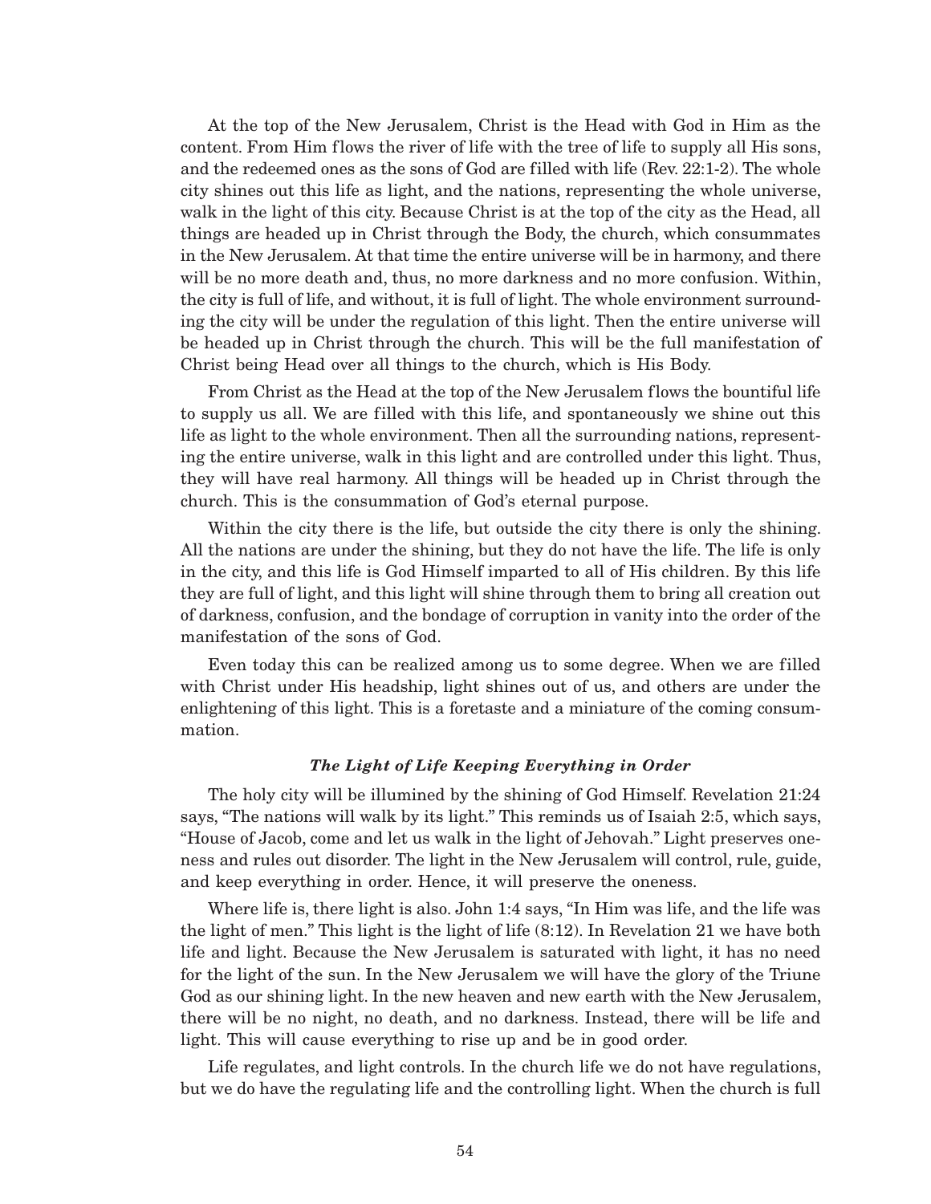At the top of the New Jerusalem, Christ is the Head with God in Him as the content. From Him flows the river of life with the tree of life to supply all His sons, and the redeemed ones as the sons of God are filled with life (Rev. 22:1-2). The whole city shines out this life as light, and the nations, representing the whole universe, walk in the light of this city. Because Christ is at the top of the city as the Head, all things are headed up in Christ through the Body, the church, which consummates in the New Jerusalem. At that time the entire universe will be in harmony, and there will be no more death and, thus, no more darkness and no more confusion. Within, the city is full of life, and without, it is full of light. The whole environment surrounding the city will be under the regulation of this light. Then the entire universe will be headed up in Christ through the church. This will be the full manifestation of Christ being Head over all things to the church, which is His Body.

From Christ as the Head at the top of the New Jerusalem flows the bountiful life to supply us all. We are filled with this life, and spontaneously we shine out this life as light to the whole environment. Then all the surrounding nations, representing the entire universe, walk in this light and are controlled under this light. Thus, they will have real harmony. All things will be headed up in Christ through the church. This is the consummation of God's eternal purpose.

Within the city there is the life, but outside the city there is only the shining. All the nations are under the shining, but they do not have the life. The life is only in the city, and this life is God Himself imparted to all of His children. By this life they are full of light, and this light will shine through them to bring all creation out of darkness, confusion, and the bondage of corruption in vanity into the order of the manifestation of the sons of God.

Even today this can be realized among us to some degree. When we are filled with Christ under His headship, light shines out of us, and others are under the enlightening of this light. This is a foretaste and a miniature of the coming consummation.

#### *The Light of Life Keeping Everything in Order*

The holy city will be illumined by the shining of God Himself. Revelation 21:24 says, "The nations will walk by its light." This reminds us of Isaiah 2:5, which says, "House of Jacob, come and let us walk in the light of Jehovah." Light preserves oneness and rules out disorder. The light in the New Jerusalem will control, rule, guide, and keep everything in order. Hence, it will preserve the oneness.

Where life is, there light is also. John 1:4 says, "In Him was life, and the life was the light of men." This light is the light of life (8:12). In Revelation 21 we have both life and light. Because the New Jerusalem is saturated with light, it has no need for the light of the sun. In the New Jerusalem we will have the glory of the Triune God as our shining light. In the new heaven and new earth with the New Jerusalem, there will be no night, no death, and no darkness. Instead, there will be life and light. This will cause everything to rise up and be in good order.

Life regulates, and light controls. In the church life we do not have regulations, but we do have the regulating life and the controlling light. When the church is full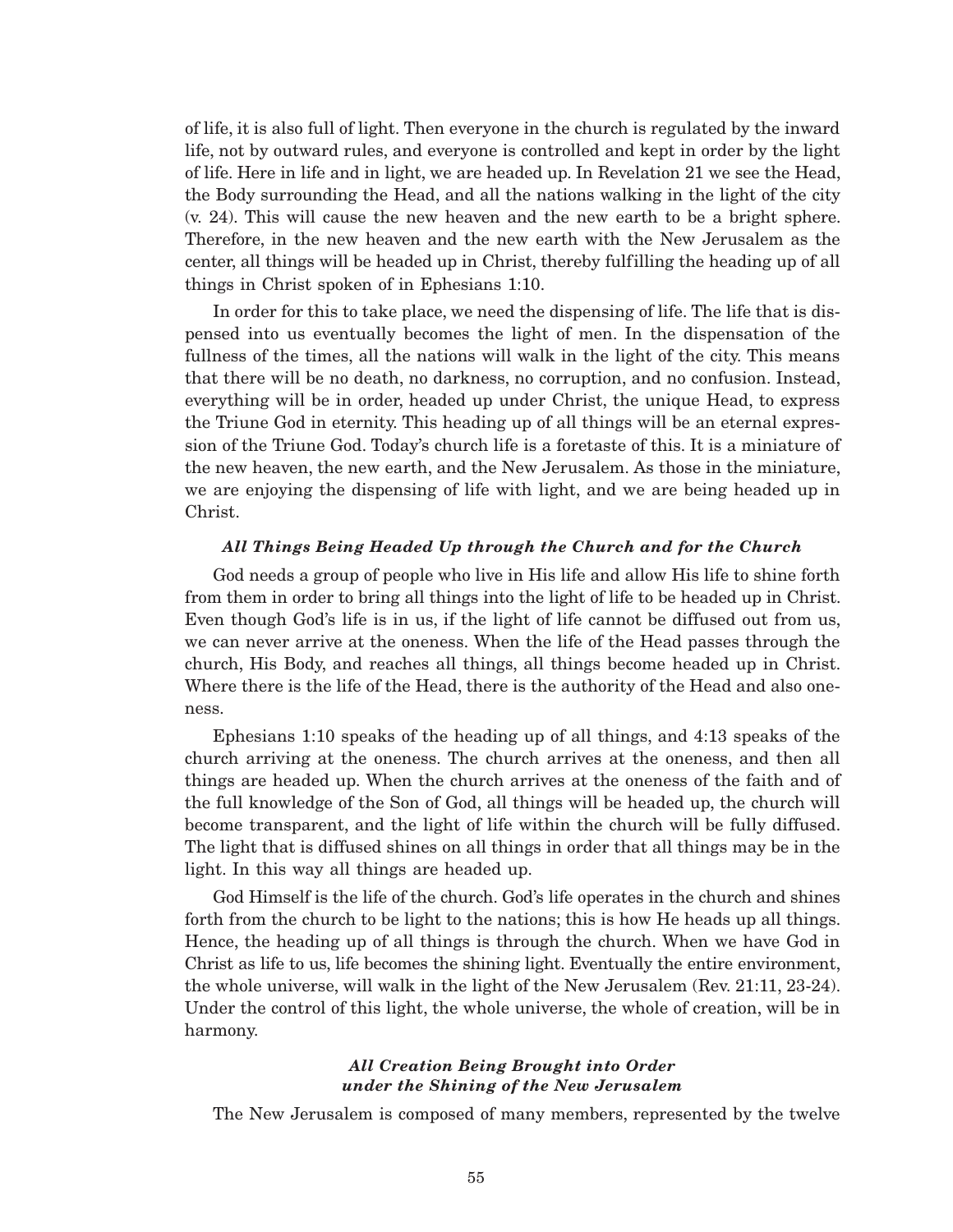of life, it is also full of light. Then everyone in the church is regulated by the inward life, not by outward rules, and everyone is controlled and kept in order by the light of life. Here in life and in light, we are headed up. In Revelation 21 we see the Head, the Body surrounding the Head, and all the nations walking in the light of the city (v. 24). This will cause the new heaven and the new earth to be a bright sphere. Therefore, in the new heaven and the new earth with the New Jerusalem as the center, all things will be headed up in Christ, thereby fulfilling the heading up of all things in Christ spoken of in Ephesians 1:10.

In order for this to take place, we need the dispensing of life. The life that is dispensed into us eventually becomes the light of men. In the dispensation of the fullness of the times, all the nations will walk in the light of the city. This means that there will be no death, no darkness, no corruption, and no confusion. Instead, everything will be in order, headed up under Christ, the unique Head, to express the Triune God in eternity. This heading up of all things will be an eternal expression of the Triune God. Today's church life is a foretaste of this. It is a miniature of the new heaven, the new earth, and the New Jerusalem. As those in the miniature, we are enjoying the dispensing of life with light, and we are being headed up in Christ.

#### *All Things Being Headed Up through the Church and for the Church*

God needs a group of people who live in His life and allow His life to shine forth from them in order to bring all things into the light of life to be headed up in Christ. Even though God's life is in us, if the light of life cannot be diffused out from us, we can never arrive at the oneness. When the life of the Head passes through the church, His Body, and reaches all things, all things become headed up in Christ. Where there is the life of the Head, there is the authority of the Head and also oneness.

Ephesians 1:10 speaks of the heading up of all things, and 4:13 speaks of the church arriving at the oneness. The church arrives at the oneness, and then all things are headed up. When the church arrives at the oneness of the faith and of the full knowledge of the Son of God, all things will be headed up, the church will become transparent, and the light of life within the church will be fully diffused. The light that is diffused shines on all things in order that all things may be in the light. In this way all things are headed up.

God Himself is the life of the church. God's life operates in the church and shines forth from the church to be light to the nations; this is how He heads up all things. Hence, the heading up of all things is through the church. When we have God in Christ as life to us, life becomes the shining light. Eventually the entire environment, the whole universe, will walk in the light of the New Jerusalem (Rev. 21:11, 23-24). Under the control of this light, the whole universe, the whole of creation, will be in harmony.

#### *All Creation Being Brought into Order under the Shining of the New Jerusalem*

The New Jerusalem is composed of many members, represented by the twelve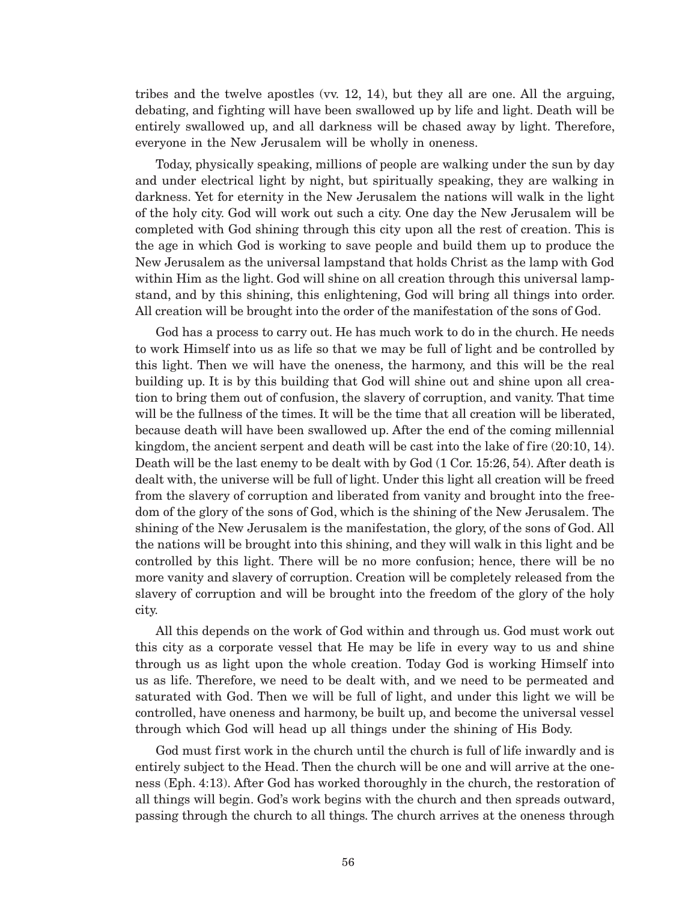tribes and the twelve apostles (vv. 12, 14), but they all are one. All the arguing, debating, and fighting will have been swallowed up by life and light. Death will be entirely swallowed up, and all darkness will be chased away by light. Therefore, everyone in the New Jerusalem will be wholly in oneness.

Today, physically speaking, millions of people are walking under the sun by day and under electrical light by night, but spiritually speaking, they are walking in darkness. Yet for eternity in the New Jerusalem the nations will walk in the light of the holy city. God will work out such a city. One day the New Jerusalem will be completed with God shining through this city upon all the rest of creation. This is the age in which God is working to save people and build them up to produce the New Jerusalem as the universal lampstand that holds Christ as the lamp with God within Him as the light. God will shine on all creation through this universal lampstand, and by this shining, this enlightening, God will bring all things into order. All creation will be brought into the order of the manifestation of the sons of God.

God has a process to carry out. He has much work to do in the church. He needs to work Himself into us as life so that we may be full of light and be controlled by this light. Then we will have the oneness, the harmony, and this will be the real building up. It is by this building that God will shine out and shine upon all creation to bring them out of confusion, the slavery of corruption, and vanity. That time will be the fullness of the times. It will be the time that all creation will be liberated, because death will have been swallowed up. After the end of the coming millennial kingdom, the ancient serpent and death will be cast into the lake of fire (20:10, 14). Death will be the last enemy to be dealt with by God (1 Cor. 15:26, 54). After death is dealt with, the universe will be full of light. Under this light all creation will be freed from the slavery of corruption and liberated from vanity and brought into the freedom of the glory of the sons of God, which is the shining of the New Jerusalem. The shining of the New Jerusalem is the manifestation, the glory, of the sons of God. All the nations will be brought into this shining, and they will walk in this light and be controlled by this light. There will be no more confusion; hence, there will be no more vanity and slavery of corruption. Creation will be completely released from the slavery of corruption and will be brought into the freedom of the glory of the holy city.

All this depends on the work of God within and through us. God must work out this city as a corporate vessel that He may be life in every way to us and shine through us as light upon the whole creation. Today God is working Himself into us as life. Therefore, we need to be dealt with, and we need to be permeated and saturated with God. Then we will be full of light, and under this light we will be controlled, have oneness and harmony, be built up, and become the universal vessel through which God will head up all things under the shining of His Body.

God must first work in the church until the church is full of life inwardly and is entirely subject to the Head. Then the church will be one and will arrive at the oneness (Eph. 4:13). After God has worked thoroughly in the church, the restoration of all things will begin. God's work begins with the church and then spreads outward, passing through the church to all things. The church arrives at the oneness through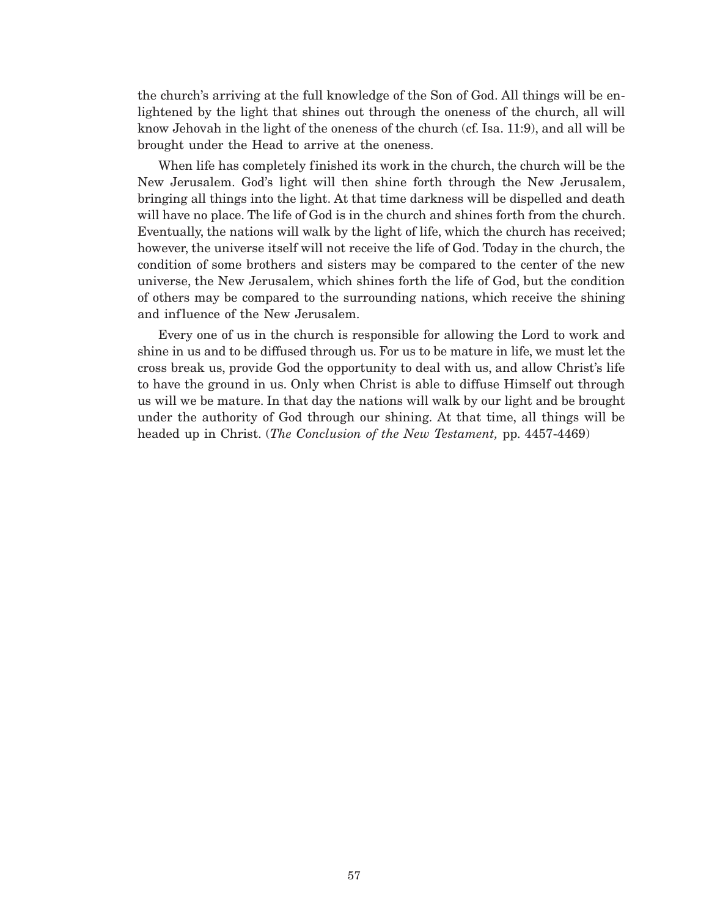the church's arriving at the full knowledge of the Son of God. All things will be enlightened by the light that shines out through the oneness of the church, all will know Jehovah in the light of the oneness of the church (cf. Isa. 11:9), and all will be brought under the Head to arrive at the oneness.

When life has completely finished its work in the church, the church will be the New Jerusalem. God's light will then shine forth through the New Jerusalem, bringing all things into the light. At that time darkness will be dispelled and death will have no place. The life of God is in the church and shines forth from the church. Eventually, the nations will walk by the light of life, which the church has received; however, the universe itself will not receive the life of God. Today in the church, the condition of some brothers and sisters may be compared to the center of the new universe, the New Jerusalem, which shines forth the life of God, but the condition of others may be compared to the surrounding nations, which receive the shining and influence of the New Jerusalem.

Every one of us in the church is responsible for allowing the Lord to work and shine in us and to be diffused through us. For us to be mature in life, we must let the cross break us, provide God the opportunity to deal with us, and allow Christ's life to have the ground in us. Only when Christ is able to diffuse Himself out through us will we be mature. In that day the nations will walk by our light and be brought under the authority of God through our shining. At that time, all things will be headed up in Christ. (*The Conclusion of the New Testament,* pp. 4457-4469)